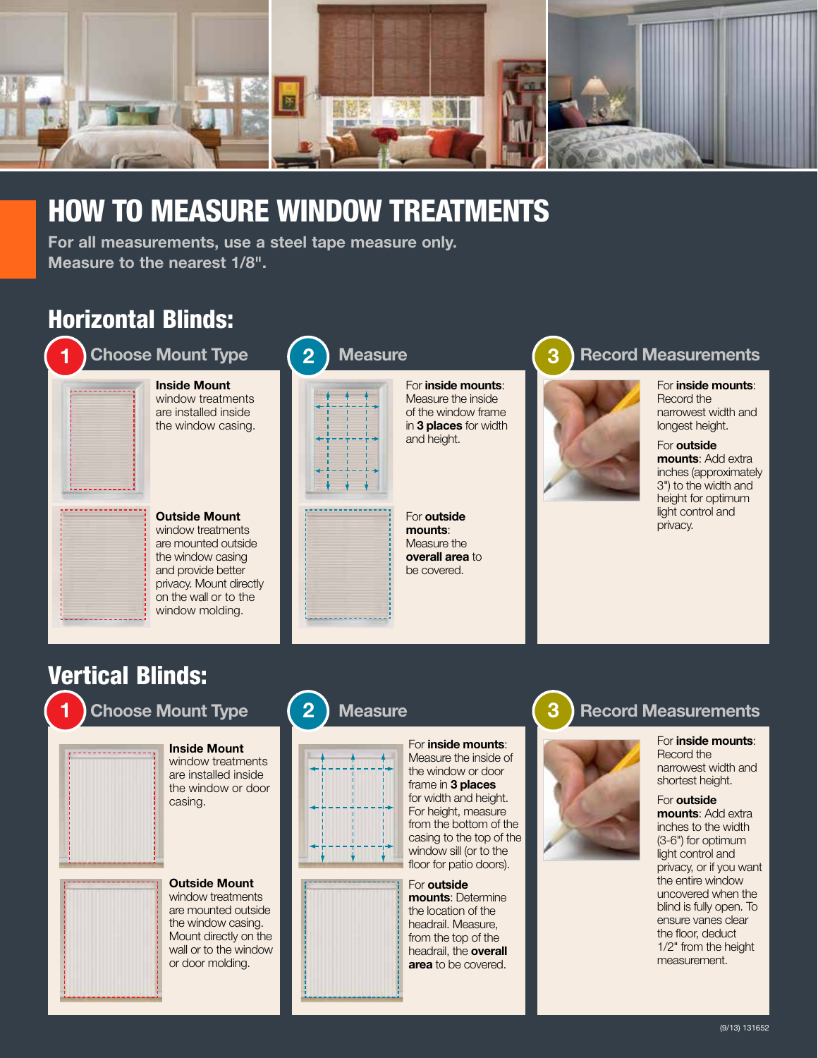# HOW TO MEASURE WINDOW TREATMENTS

**For all measurements, use a steel tape measure only. Measure to the nearest 1/8".**

## Horizontal Blinds:

### 1 Choose Mount Type

**Inside Mount** window treatments are installed inside the window casing.

**Outside Mount** window treatments are mounted outside the window casing and provide better privacy. Mount directly on the wall or to the window molding.

### 2 Measure

For **inside mounts**: Measure the inside of the window frame in **3 places** for width and height.

For **outside mounts**: Measure the **overall area** to be covered.

### 3 Record Measurements

For **inside mounts**: Record the narrowest width and longest height.

For **outside mounts**: Add extra inches (approximately 3") to the width and height for optimum light control and privacy.

## Vertical Blinds:

### 1 Choose Mount Type

**Inside Mount** window treatments are installed inside the window or door casing.

**Outside Mount** window treatments are mounted outside the window casing. Mount directly on the wall or to the window or door molding.

### 2 Measure

For **inside mounts**: Measure the inside of the window or door frame in **3 places** for width and height. For height, measure from the bottom of the casing to the top of the window sill (or to the floor for patio doors).

For **outside mounts**: Determine the location of the headrail. Measure, from the top of the headrail, the **overall area** to be covered.

### 3 Record Measurements

For **inside mounts**: Record the narrowest width and shortest height.

For **outside mounts**: Add extra inches to the width (3-6") for optimum light control and privacy, or if you want the entire window uncovered when the blind is fully open. To ensure vanes clear the floor, deduct 1/2" from the height measurement.

(9/13) 131652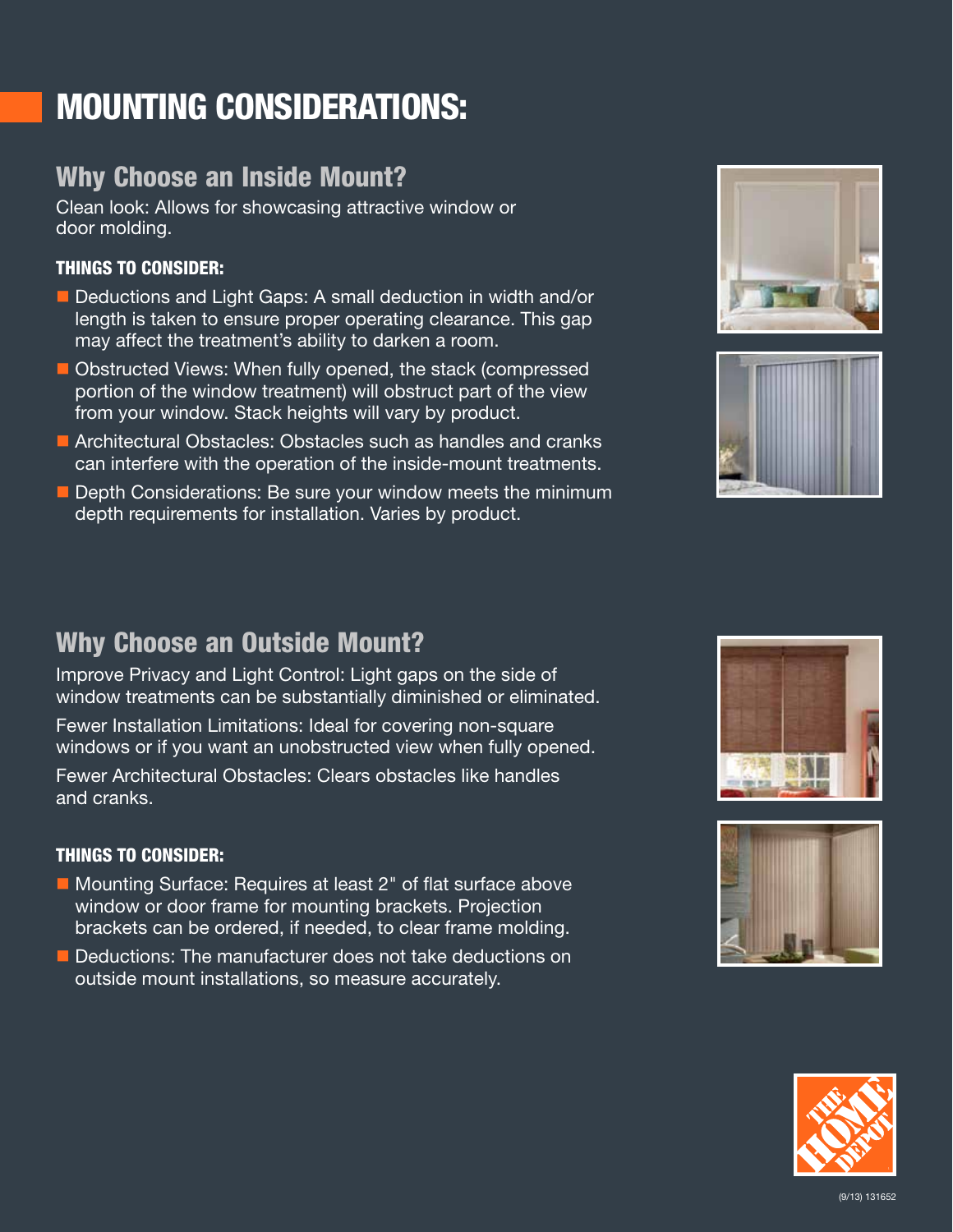# MOUNTING CONSIDERATIONS:

## Why Choose an Inside Mount?

Clean look: Allows for showcasing attractive window or door molding.

### THINGS TO CONSIDER:

- Deductions and Light Gaps: A small deduction in width and/or length is taken to ensure proper operating clearance. This gap may affect the treatment's ability to darken a room.
- Obstructed Views: When fully opened, the stack (compressed portion of the window treatment) will obstruct part of the view from your window. Stack heights will vary by product.
- Architectural Obstacles: Obstacles such as handles and cranks can interfere with the operation of the inside-mount treatments.
- Depth Considerations: Be sure your window meets the minimum depth requirements for installation. Varies by product.

## Why Choose an Outside Mount?

Improve Privacy and Light Control: Light gaps on the side of window treatments can be substantially diminished or eliminated.

Fewer Installation Limitations: Ideal for covering non-square windows or if you want an unobstructed view when fully opened.

Fewer Architectural Obstacles: Clears obstacles like handles and cranks.

### THINGS TO CONSIDER:

- Mounting Surface: Requires at least 2" of flat surface above window or door frame for mounting brackets. Projection brackets can be ordered, if needed, to clear frame molding.
- Deductions: The manufacturer does not take deductions on outside mount installations, so measure accurately.

(9/13) 131652